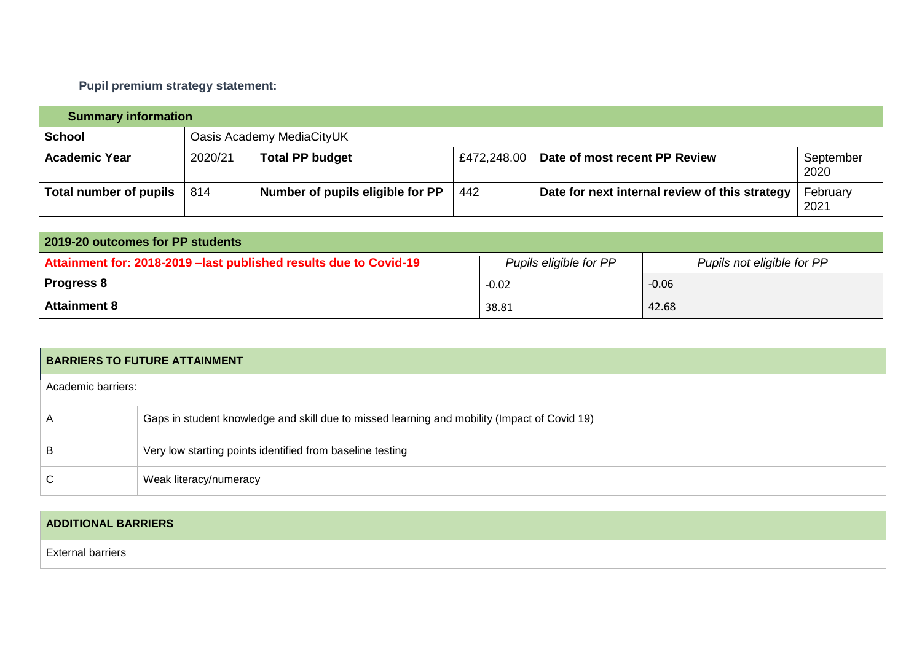**Pupil premium strategy statement:**

| **Summary information** | | | | | |
|---|---|---|---|---|---|
| **School** | Oasis Academy MediaCityUK | | | | |
| **Academic Year** | 2020/21 | **Total PP budget** | £472,248.00 | **Date of most recent PP Review** | September 2020 |
| **Total number of pupils** | 814 | **Number of pupils eligible for PP** | 442 | **Date for next internal review of this strategy** | February 2021 |

| **2019-20 outcomes for PP students** | | |
|---|---|---|
| **Attainment for: 2018-2019 –last published results due to Covid-19** | *Pupils eligible for PP* | *Pupils not eligible for PP* |
| **Progress 8** | -0.02 | -0.06 |
| **Attainment 8** | 38.81 | 42.68 |

| **BARRIERS TO FUTURE ATTAINMENT** | |
|---|---|
| Academic barriers: | |
| A | Gaps in student knowledge and skill due to missed learning and mobility (Impact of Covid 19) |
| B | Very low starting points identified from baseline testing |
| C | Weak literacy/numeracy |

| **ADDITIONAL BARRIERS** |
|---|
| External barriers |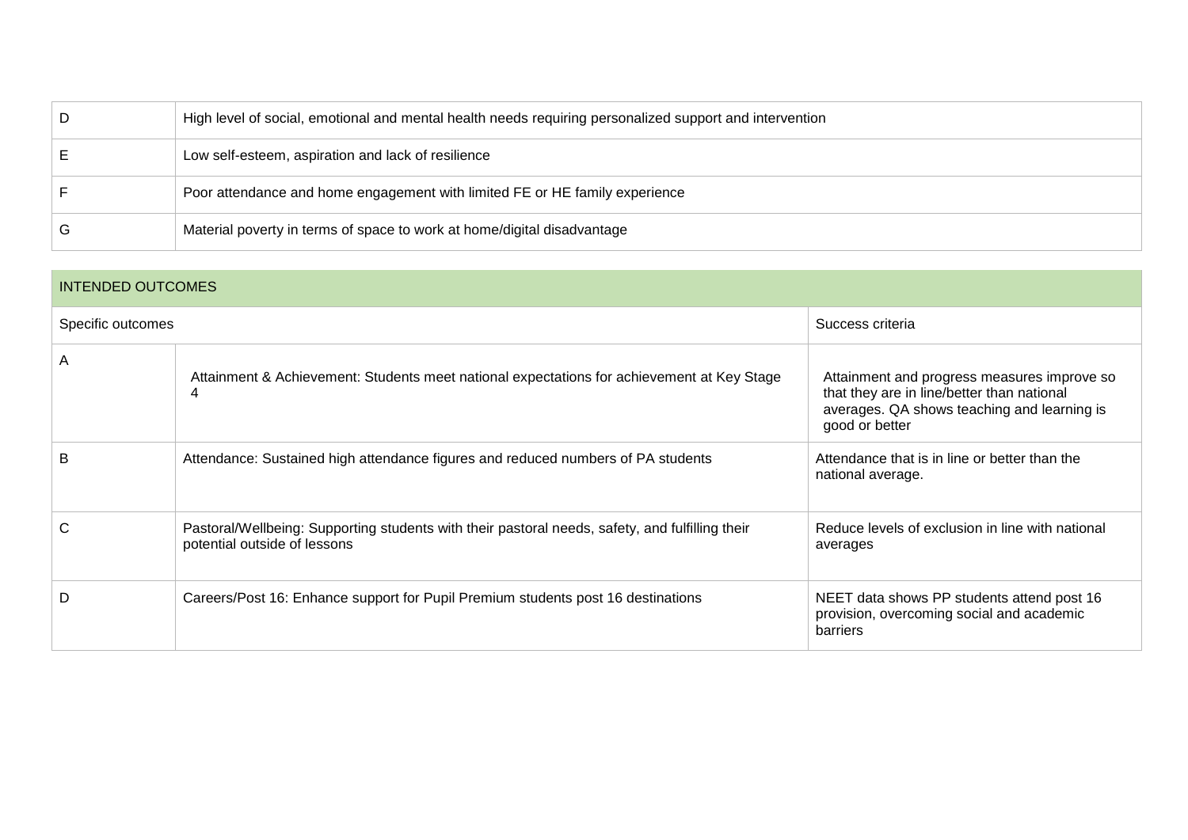| | |
|---|---|
| D | High level of social, emotional and mental health needs requiring personalized support and intervention |
| E | Low self-esteem, aspiration and lack of resilience |
| F | Poor attendance and home engagement with limited FE or HE family experience |
| G | Material poverty in terms of space to work at home/digital disadvantage |

| INTENDED OUTCOMES | | |
|---|---|---|
| Specific outcomes | | Success criteria |
| A | Attainment & Achievement: Students meet national expectations for achievement at Key Stage 4 | Attainment and progress measures improve so that they are in line/better than national averages. QA shows teaching and learning is good or better |
| B | Attendance: Sustained high attendance figures and reduced numbers of PA students | Attendance that is in line or better than the national average. |
| C | Pastoral/Wellbeing: Supporting students with their pastoral needs, safety, and fulfilling their potential outside of lessons | Reduce levels of exclusion in line with national averages |
| D | Careers/Post 16: Enhance support for Pupil Premium students post 16 destinations | NEET data shows PP students attend post 16 provision, overcoming social and academic barriers |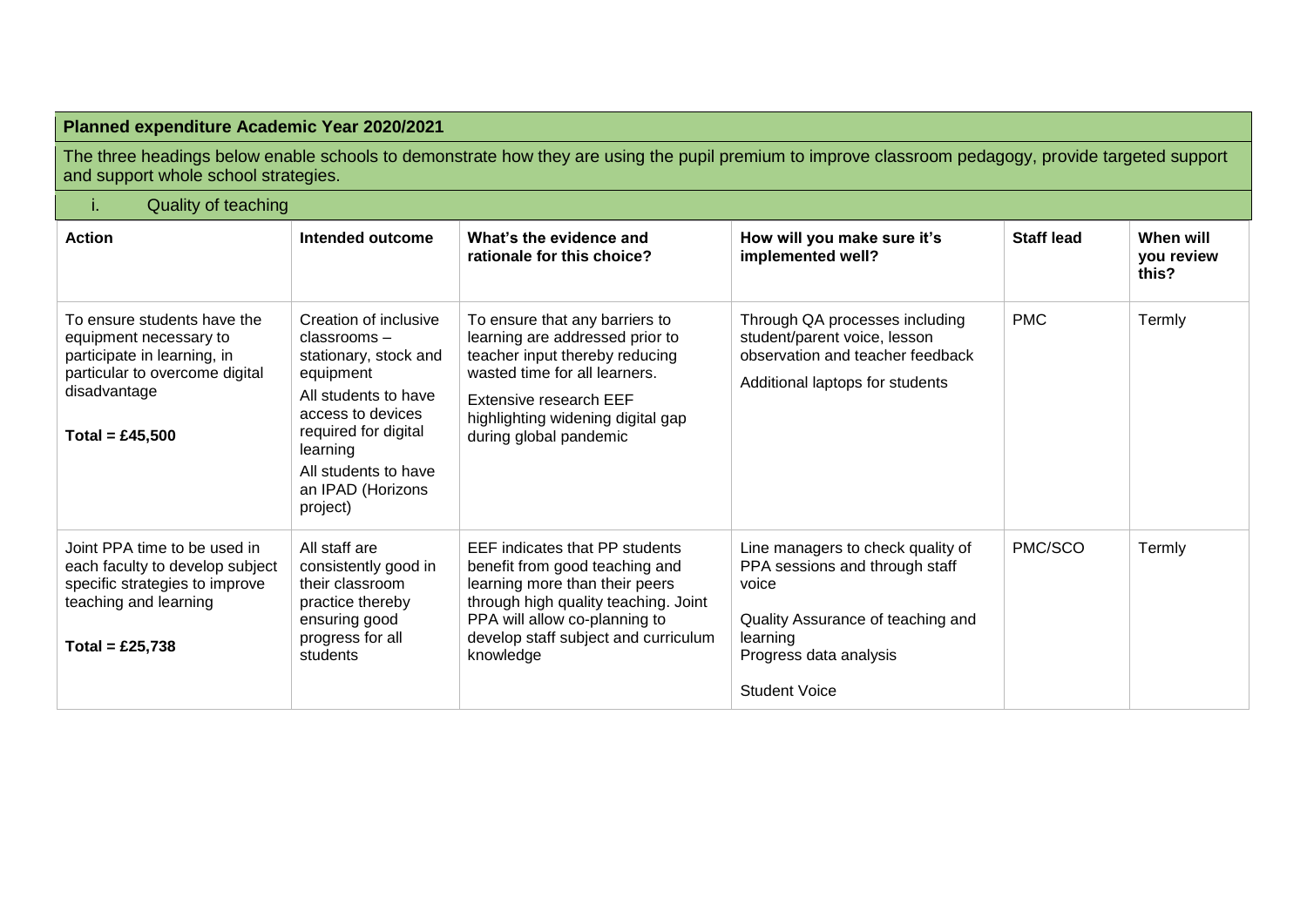## Planned expenditure Academic Year 2020/2021

The three headings below enable schools to demonstrate how they are using the pupil premium to improve classroom pedagogy, provide targeted support and support whole school strategies.

### i. Quality of teaching

| Action | Intended outcome | What's the evidence and rationale for this choice? | How will you make sure it's implemented well? | Staff lead | When will you review this? |
|---|---|---|---|---|---|
| To ensure students have the equipment necessary to participate in learning, in particular to overcome digital disadvantage<br><br>**Total = £45,500** | Creation of inclusive classrooms – stationary, stock and equipment<br>All students to have access to devices required for digital learning<br>All students to have an IPAD (Horizons project) | To ensure that any barriers to learning are addressed prior to teacher input thereby reducing wasted time for all learners.<br>Extensive research EEF highlighting widening digital gap during global pandemic | Through QA processes including student/parent voice, lesson observation and teacher feedback<br>Additional laptops for students | PMC | Termly |
| Joint PPA time to be used in each faculty to develop subject specific strategies to improve teaching and learning<br><br>**Total = £25,738** | All staff are consistently good in their classroom practice thereby ensuring good progress for all students | EEF indicates that PP students benefit from good teaching and learning more than their peers through high quality teaching. Joint PPA will allow co-planning to develop staff subject and curriculum knowledge | Line managers to check quality of PPA sessions and through staff voice<br>Quality Assurance of teaching and learning<br>Progress data analysis<br>Student Voice | PMC/SCO | Termly |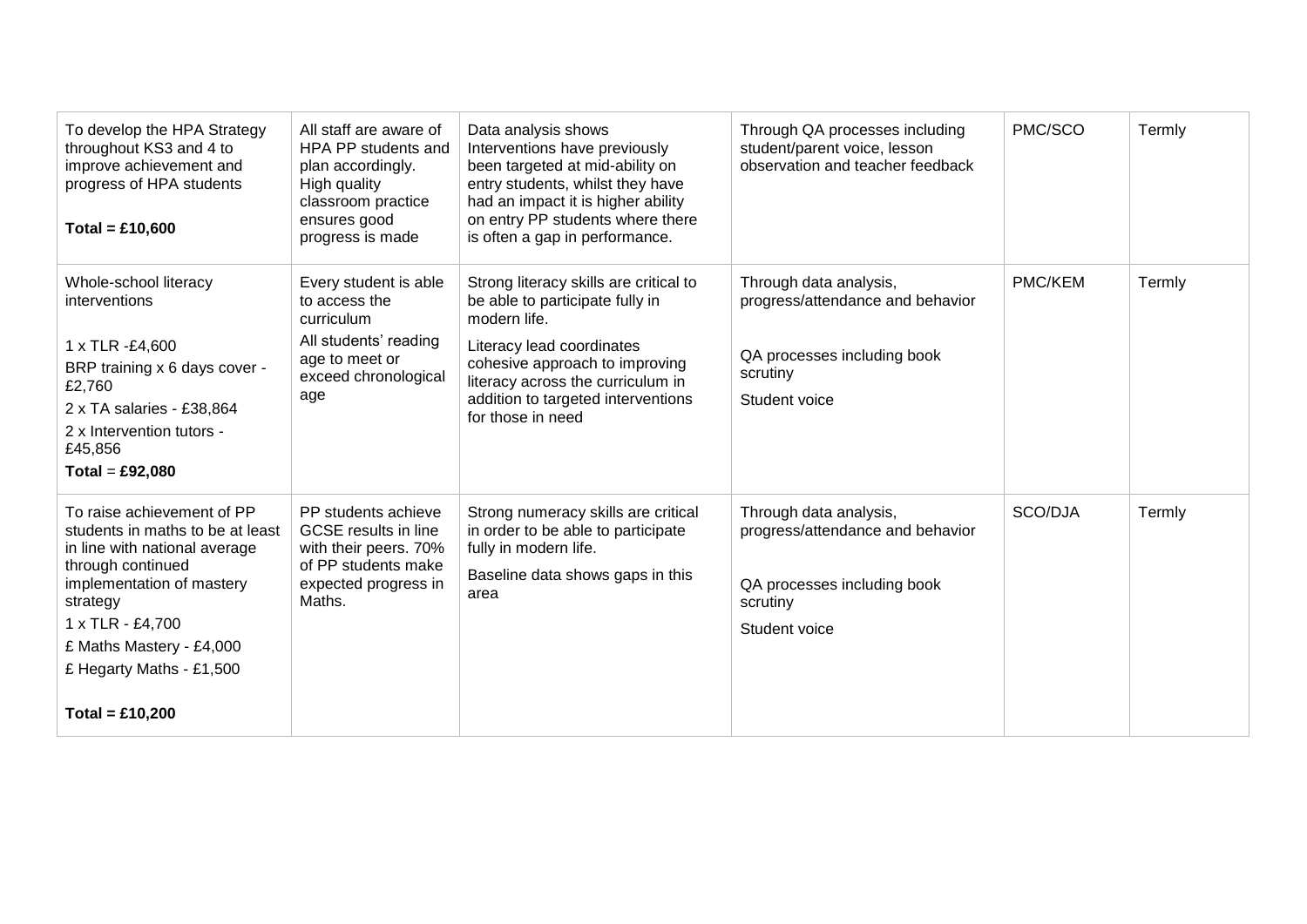| | | | | | |
|---|---|---|---|---|---|
| To develop the HPA Strategy throughout KS3 and 4 to improve achievement and progress of HPA students<br><br>**Total = £10,600** | All staff are aware of HPA PP students and plan accordingly. High quality classroom practice ensures good progress is made | Data analysis shows Interventions have previously been targeted at mid-ability on entry students, whilst they have had an impact it is higher ability on entry PP students where there is often a gap in performance. | Through QA processes including student/parent voice, lesson observation and teacher feedback | PMC/SCO | Termly |
| Whole-school literacy interventions<br><br>1 x TLR -£4,600<br>BRP training x 6 days cover - £2,760<br>2 x TA salaries - £38,864<br>2 x Intervention tutors - £45,856<br>**Total** = **£92,080** | Every student is able to access the curriculum<br>All students' reading age to meet or exceed chronological age | Strong literacy skills are critical to be able to participate fully in modern life.<br>Literacy lead coordinates cohesive approach to improving literacy across the curriculum in addition to targeted interventions for those in need | Through data analysis, progress/attendance and behavior<br><br>QA processes including book scrutiny<br>Student voice | PMC/KEM | Termly |
| To raise achievement of PP students in maths to be at least in line with national average through continued implementation of mastery strategy<br>1 x TLR - £4,700<br>£ Maths Mastery - £4,000<br>£ Hegarty Maths - £1,500<br><br>**Total = £10,200** | PP students achieve GCSE results in line with their peers. 70% of PP students make expected progress in Maths. | Strong numeracy skills are critical in order to be able to participate fully in modern life.<br>Baseline data shows gaps in this area | Through data analysis, progress/attendance and behavior<br><br>QA processes including book scrutiny<br>Student voice | SCO/DJA | Termly |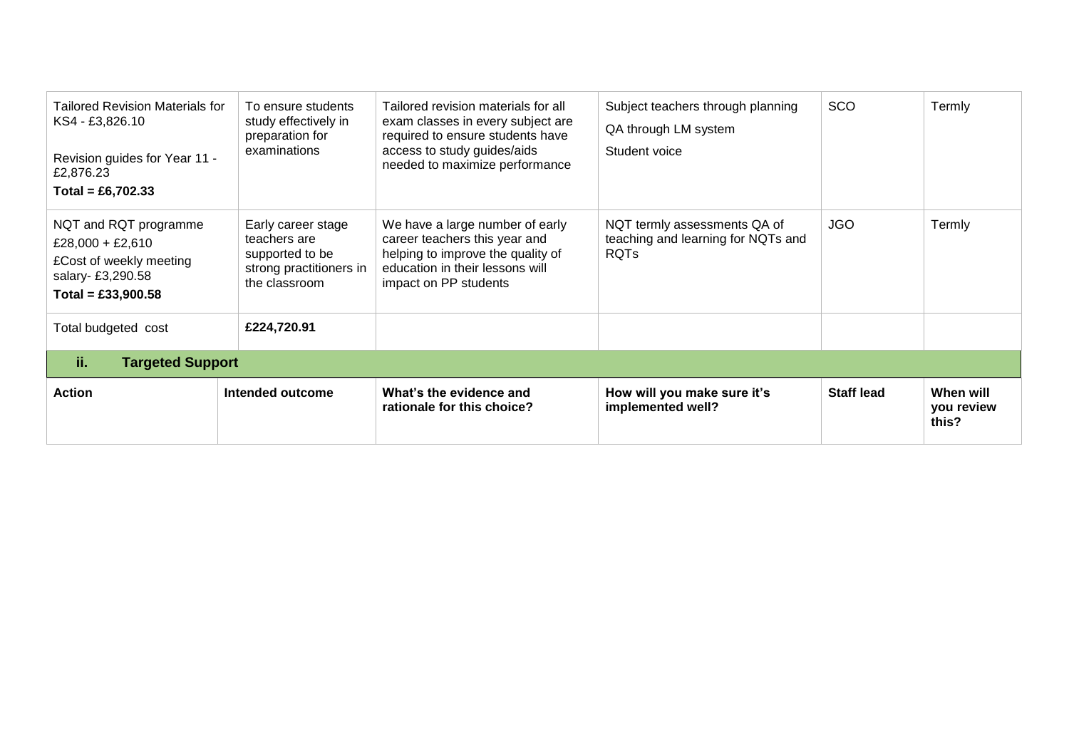| | | | | | |
|---|---|---|---|---|---|
| Tailored Revision Materials for KS4 - £3,826.10<br><br>Revision guides for Year 11 - £2,876.23<br>**Total = £6,702.33** | To ensure students study effectively in preparation for examinations | Tailored revision materials for all exam classes in every subject are required to ensure students have access to study guides/aids needed to maximize performance | Subject teachers through planning<br>QA through LM system<br>Student voice | SCO | Termly |
| NQT and RQT programme<br>£28,000 + £2,610<br>£Cost of weekly meeting salary- £3,290.58<br>**Total = £33,900.58** | Early career stage teachers are supported to be strong practitioners in the classroom | We have a large number of early career teachers this year and helping to improve the quality of education in their lessons will impact on PP students | NQT termly assessments QA of teaching and learning for NQTs and RQTs | JGO | Termly |
| Total budgeted cost | **£224,720.91** | | | | |

## ii. Targeted Support

| **Action** | **Intended outcome** | **What's the evidence and rationale for this choice?** | **How will you make sure it's implemented well?** | **Staff lead** | **When will you review this?** |
|---|---|---|---|---|---|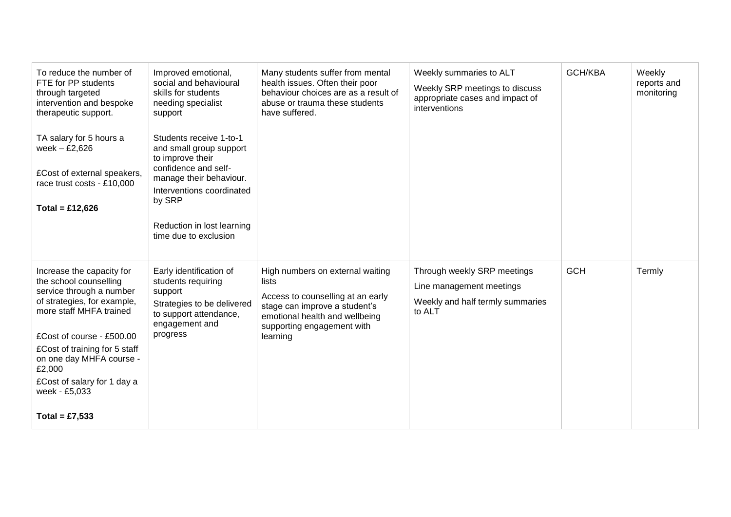| | | | | | |
|---|---|---|---|---|---|
| To reduce the number of FTE for PP students through targeted intervention and bespoke therapeutic support.<br><br>TA salary for 5 hours a week – £2,626<br><br>£Cost of external speakers, race trust costs - £10,000<br><br>**Total = £12,626** | Improved emotional, social and behavioural skills for students needing specialist support<br><br>Students receive 1-to-1 and small group support to improve their confidence and self-manage their behaviour.<br>Interventions coordinated by SRP<br><br>Reduction in lost learning time due to exclusion | Many students suffer from mental health issues. Often their poor behaviour choices are as a result of abuse or trauma these students have suffered. | Weekly summaries to ALT<br>Weekly SRP meetings to discuss appropriate cases and impact of interventions | GCH/KBA | Weekly reports and monitoring |
| Increase the capacity for the school counselling service through a number of strategies, for example, more staff MHFA trained<br><br>£Cost of course - £500.00<br>£Cost of training for 5 staff on one day MHFA course - £2,000<br>£Cost of salary for 1 day a week - £5,033<br><br>**Total = £7,533** | Early identification of students requiring support<br>Strategies to be delivered to support attendance, engagement and progress | High numbers on external waiting lists<br>Access to counselling at an early stage can improve a student's emotional health and wellbeing supporting engagement with learning | Through weekly SRP meetings<br>Line management meetings<br>Weekly and half termly summaries to ALT | GCH | Termly |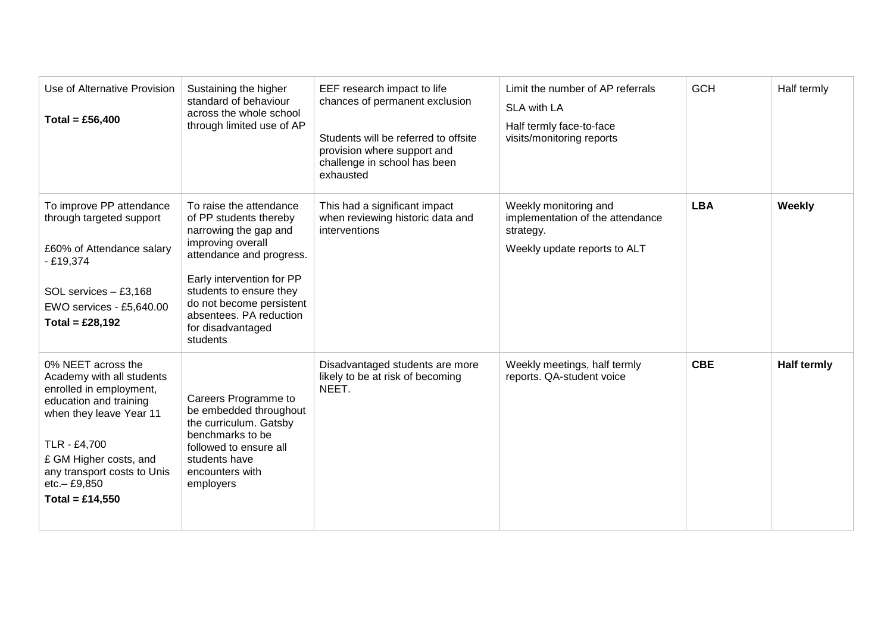| Use of Alternative Provision<br><br>**Total = £56,400** | Sustaining the higher standard of behaviour across the whole school through limited use of AP | EEF research impact to life chances of permanent exclusion<br><br>Students will be referred to offsite provision where support and challenge in school has been exhausted | Limit the number of AP referrals<br>SLA with LA<br>Half termly face-to-face visits/monitoring reports | GCH | Half termly |
|---|---|---|---|---|---|
| To improve PP attendance through targeted support<br><br>£60% of Attendance salary - £19,374<br><br>SOL services – £3,168<br>EWO services - £5,640.00<br>**Total = £28,192** | To raise the attendance of PP students thereby narrowing the gap and improving overall attendance and progress.<br><br>Early intervention for PP students to ensure they do not become persistent absentees. PA reduction for disadvantaged students | This had a significant impact when reviewing historic data and interventions | Weekly monitoring and implementation of the attendance strategy.<br><br>Weekly update reports to ALT | **LBA** | **Weekly** |
| 0% NEET across the Academy with all students enrolled in employment, education and training when they leave Year 11<br><br>TLR - £4,700<br>£ GM Higher costs, and any transport costs to Unis etc.– £9,850<br>**Total = £14,550** | Careers Programme to be embedded throughout the curriculum. Gatsby benchmarks to be followed to ensure all students have encounters with employers | Disadvantaged students are more likely to be at risk of becoming NEET. | Weekly meetings, half termly reports. QA-student voice | **CBE** | **Half termly** |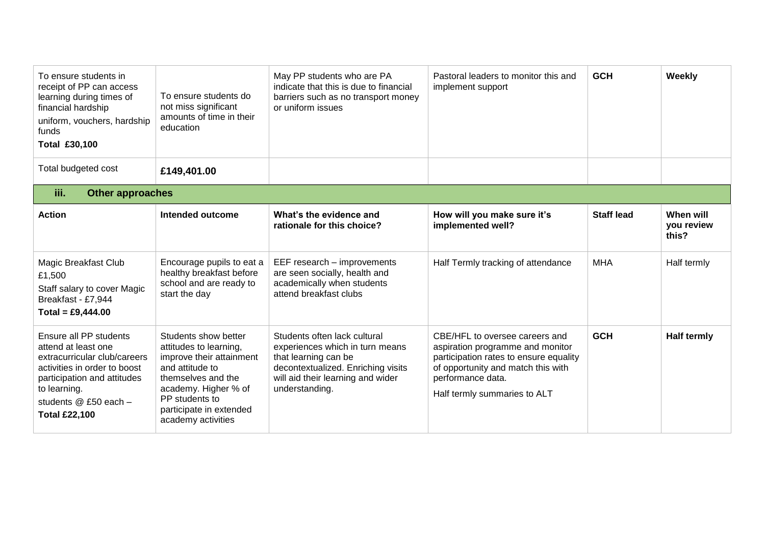| | | | | | |
|---|---|---|---|---|---|
| To ensure students in receipt of PP can access learning during times of financial hardship<br>uniform, vouchers, hardship funds<br>**Total £30,100** | To ensure students do not miss significant amounts of time in their education | May PP students who are PA indicate that this is due to financial barriers such as no transport money or uniform issues | Pastoral leaders to monitor this and implement support | **GCH** | **Weekly** |
| Total budgeted cost | **£149,401.00** | | | | |

### iii. Other approaches

| **Action** | **Intended outcome** | **What's the evidence and rationale for this choice?** | **How will you make sure it's implemented well?** | **Staff lead** | **When will you review this?** |
|---|---|---|---|---|---|
| Magic Breakfast Club £1,500<br>Staff salary to cover Magic Breakfast - £7,944<br>**Total = £9,444.00** | Encourage pupils to eat a healthy breakfast before school and are ready to start the day | EEF research – improvements are seen socially, health and academically when students attend breakfast clubs | Half Termly tracking of attendance | MHA | Half termly |
| Ensure all PP students attend at least one extracurricular club/careers activities in order to boost participation and attitudes to learning.<br>students @ £50 each –<br>**Total £22,100** | Students show better attitudes to learning, improve their attainment and attitude to themselves and the academy. Higher % of PP students to participate in extended academy activities | Students often lack cultural experiences which in turn means that learning can be decontextualized. Enriching visits will aid their learning and wider understanding. | CBE/HFL to oversee careers and aspiration programme and monitor participation rates to ensure equality of opportunity and match this with performance data.<br>Half termly summaries to ALT | **GCH** | **Half termly** |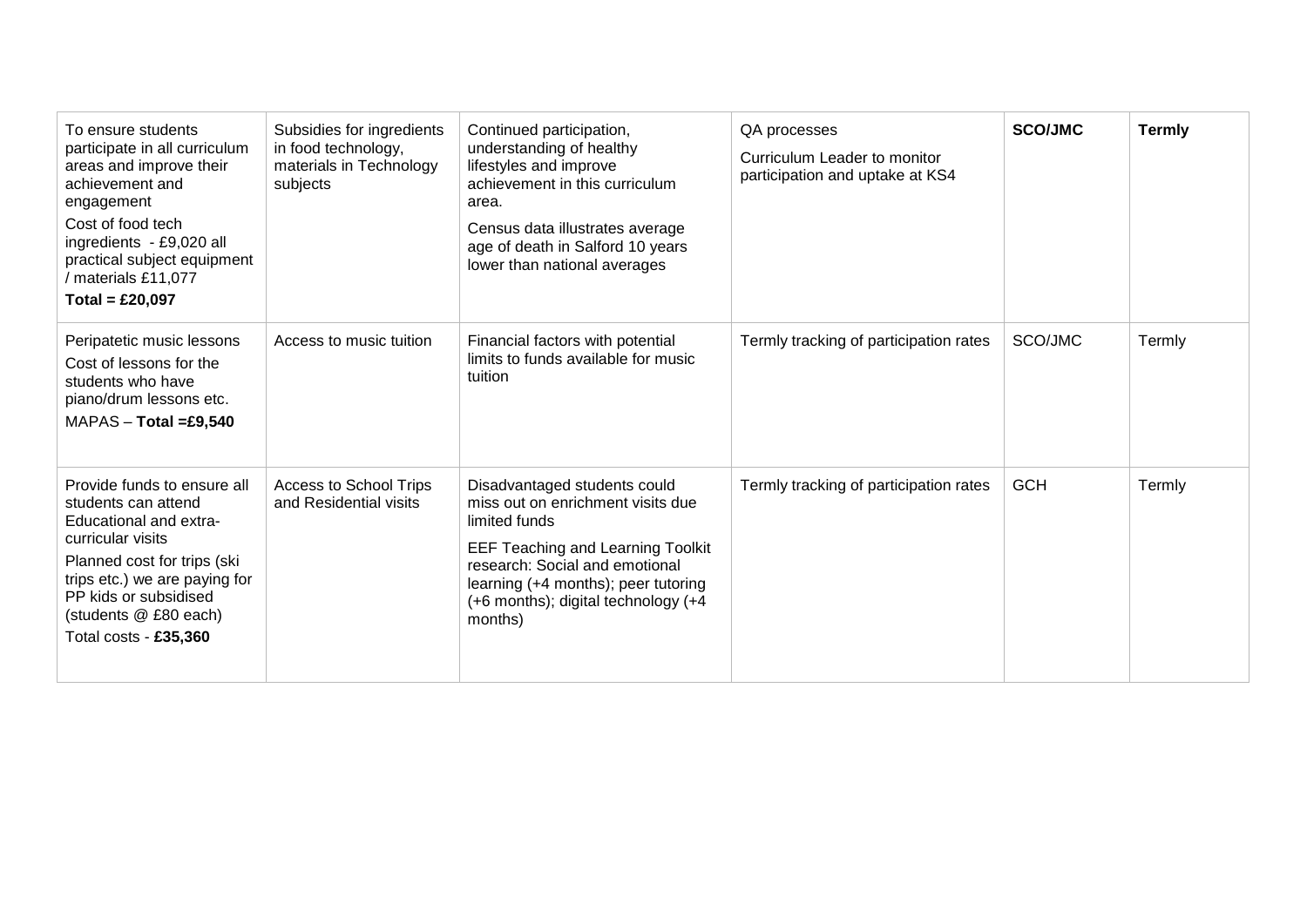| | | | | | |
|---|---|---|---|---|---|
| To ensure students participate in all curriculum areas and improve their achievement and engagement<br>Cost of food tech ingredients - £9,020 all practical subject equipment / materials £11,077<br>**Total = £20,097** | Subsidies for ingredients in food technology, materials in Technology subjects | Continued participation, understanding of healthy lifestyles and improve achievement in this curriculum area.<br>Census data illustrates average age of death in Salford 10 years lower than national averages | QA processes<br>Curriculum Leader to monitor participation and uptake at KS4 | **SCO/JMC** | **Termly** |
| Peripatetic music lessons<br>Cost of lessons for the students who have piano/drum lessons etc.<br>MAPAS – **Total =£9,540** | Access to music tuition | Financial factors with potential limits to funds available for music tuition | Termly tracking of participation rates | SCO/JMC | Termly |
| Provide funds to ensure all students can attend Educational and extra-curricular visits<br>Planned cost for trips (ski trips etc.) we are paying for PP kids or subsidised (students @ £80 each)<br>Total costs - **£35,360** | Access to School Trips and Residential visits | Disadvantaged students could miss out on enrichment visits due limited funds<br>EEF Teaching and Learning Toolkit research: Social and emotional learning (+4 months); peer tutoring (+6 months); digital technology (+4 months) | Termly tracking of participation rates | GCH | Termly |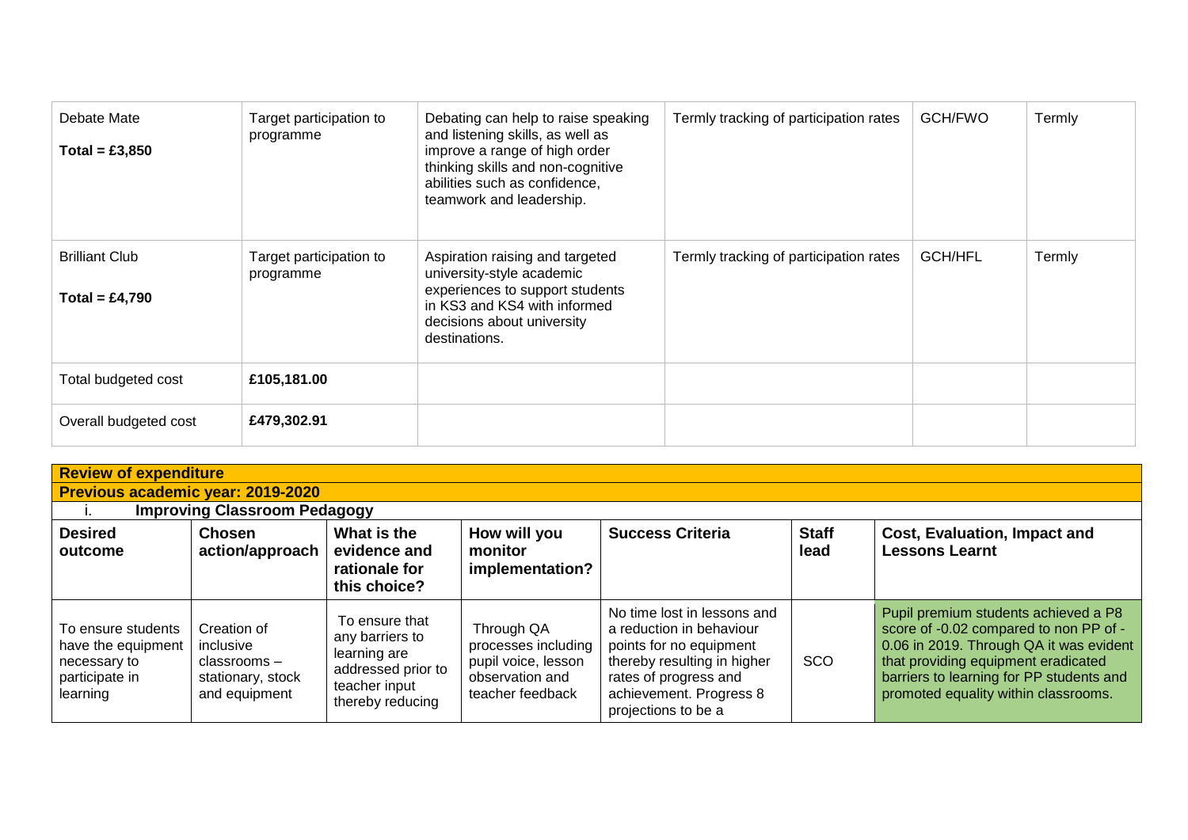| | | | | | |
|---|---|---|---|---|---|
| Debate Mate<br>**Total = £3,850** | Target participation to programme | Debating can help to raise speaking and listening skills, as well as improve a range of high order thinking skills and non-cognitive abilities such as confidence, teamwork and leadership. | Termly tracking of participation rates | GCH/FWO | Termly |
| Brilliant Club<br>**Total = £4,790** | Target participation to programme | Aspiration raising and targeted university-style academic experiences to support students in KS3 and KS4 with informed decisions about university destinations. | Termly tracking of participation rates | GCH/HFL | Termly |
| Total budgeted cost | **£105,181.00** | | | | |
| Overall budgeted cost | **£479,302.91** | | | | |

**Review of expenditure**

**Previous academic year: 2019-2020**

i. **Improving Classroom Pedagogy**

| **Desired outcome** | **Chosen action/approach** | **What is the evidence and rationale for this choice?** | **How will you monitor implementation?** | **Success Criteria** | **Staff lead** | **Cost, Evaluation, Impact and Lessons Learnt** |
|---|---|---|---|---|---|---|
| To ensure students have the equipment necessary to participate in learning | Creation of inclusive classrooms – stationary, stock and equipment | To ensure that any barriers to learning are addressed prior to teacher input thereby reducing | Through QA processes including pupil voice, lesson observation and teacher feedback | No time lost in lessons and a reduction in behaviour points for no equipment thereby resulting in higher rates of progress and achievement. Progress 8 projections to be a | SCO | Pupil premium students achieved a P8 score of -0.02 compared to non PP of -0.06 in 2019. Through QA it was evident that providing equipment eradicated barriers to learning for PP students and promoted equality within classrooms. |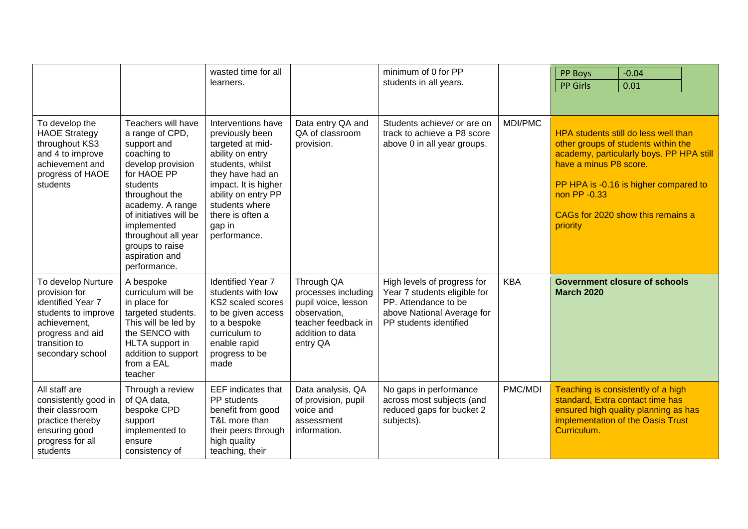| | | | | | | |
|---|---|---|---|---|---|---|
| | | wasted time for all learners. | | minimum of 0 for PP students in all years. | | PP Boys -0.04<br>PP Girls 0.01 |
| To develop the HAOE Strategy throughout KS3 and 4 to improve achievement and progress of HAOE students | Teachers will have a range of CPD, support and coaching to develop provision for HAOE PP students throughout the academy. A range of initiatives will be implemented throughout all year groups to raise aspiration and performance. | Interventions have previously been targeted at mid-ability on entry students, whilst they have had an impact. It is higher ability on entry PP students where there is often a gap in performance. | Data entry QA and QA of classroom provision. | Students achieve/ or are on track to achieve a P8 score above 0 in all year groups. | MDI/PMC | HPA students still do less well than other groups of students within the academy, particularly boys. PP HPA still have a minus P8 score.<br><br>PP HPA is -0.16 is higher compared to non PP -0.33<br><br>CAGs for 2020 show this remains a priority |
| To develop Nurture provision for identified Year 7 students to improve achievement, progress and aid transition to secondary school | A bespoke curriculum will be in place for targeted students. This will be led by the SENCO with HLTA support in addition to support from a EAL teacher | Identified Year 7 students with low KS2 scaled scores to be given access to a bespoke curriculum to enable rapid progress to be made | Through QA processes including pupil voice, lesson observation, teacher feedback in addition to data entry QA | High levels of progress for Year 7 students eligible for PP. Attendance to be above National Average for PP students identified | KBA | **Government closure of schools March 2020** |
| All staff are consistently good in their classroom practice thereby ensuring good progress for all students | Through a review of QA data, bespoke CPD support implemented to ensure consistency of | EEF indicates that PP students benefit from good T&L more than their peers through high quality teaching, their | Data analysis, QA of provision, pupil voice and assessment information. | No gaps in performance across most subjects (and reduced gaps for bucket 2 subjects). | PMC/MDI | Teaching is consistently of a high standard, Extra contact time has ensured high quality planning as has implementation of the Oasis Trust Curriculum. |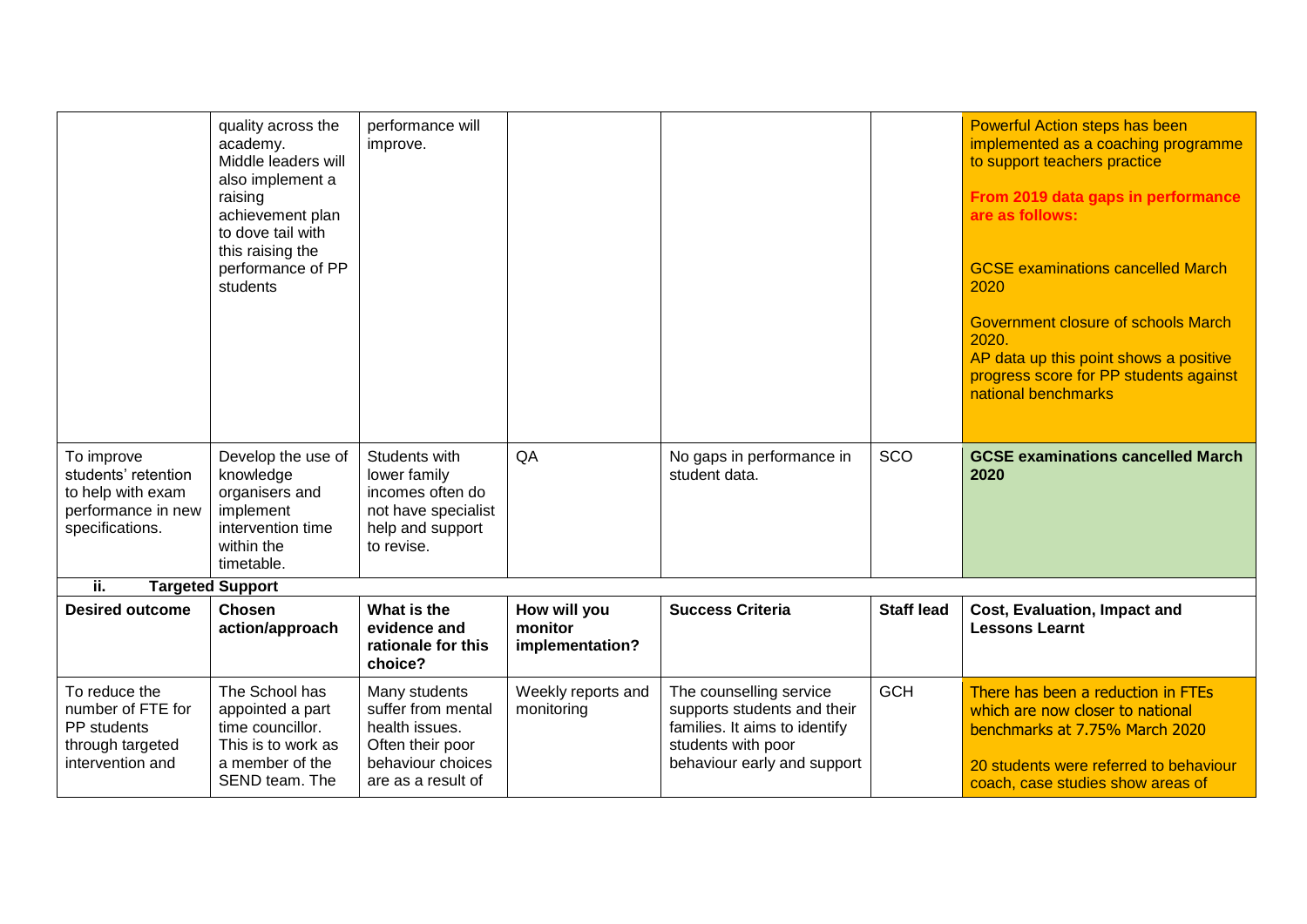|  | quality across the academy. Middle leaders will also implement a raising achievement plan to dove tail with this raising the performance of PP students | performance will improve. |  |  |  | Powerful Action steps has been implemented as a coaching programme to support teachers practice<br><br>**From 2019 data gaps in performance are as follows:**<br><br>GCSE examinations cancelled March 2020<br><br>Government closure of schools March 2020.<br>AP data up this point shows a positive progress score for PP students against national benchmarks |
|---|---|---|---|---|---|---|
| To improve students' retention to help with exam performance in new specifications. | Develop the use of knowledge organisers and implement intervention time within the timetable. | Students with lower family incomes often do not have specialist help and support to revise. | QA | No gaps in performance in student data. | SCO | **GCSE examinations cancelled March 2020** |

**ii. Targeted Support**

| Desired outcome | Chosen action/approach | What is the evidence and rationale for this choice? | How will you monitor implementation? | Success Criteria | Staff lead | Cost, Evaluation, Impact and Lessons Learnt |
|---|---|---|---|---|---|---|
| To reduce the number of FTE for PP students through targeted intervention and | The School has appointed a part time councillor. This is to work as a member of the SEND team. The | Many students suffer from mental health issues. Often their poor behaviour choices are as a result of | Weekly reports and monitoring | The counselling service supports students and their families. It aims to identify students with poor behaviour early and support | GCH | There has been a reduction in FTEs which are now closer to national benchmarks at 7.75% March 2020<br><br>20 students were referred to behaviour coach, case studies show areas of |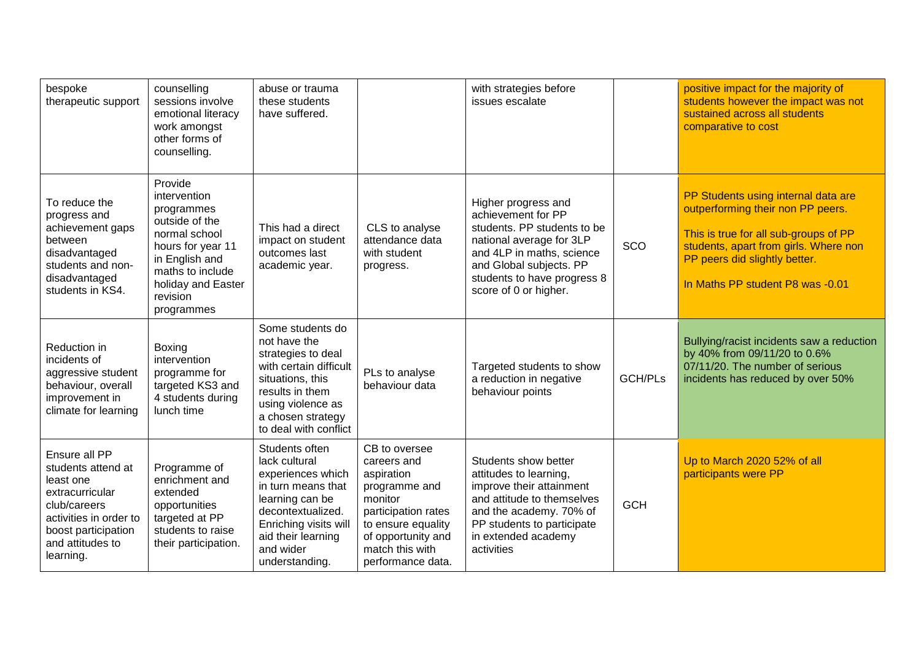| | | | | | | |
|---|---|---|---|---|---|---|
| bespoke therapeutic support | counselling sessions involve emotional literacy work amongst other forms of counselling. | abuse or trauma these students have suffered. | | with strategies before issues escalate | | positive impact for the majority of students however the impact was not sustained across all students comparative to cost |
| To reduce the progress and achievement gaps between disadvantaged students and non-disadvantaged students in KS4. | Provide intervention programmes outside of the normal school hours for year 11 in English and maths to include holiday and Easter revision programmes | This had a direct impact on student outcomes last academic year. | CLS to analyse attendance data with student progress. | Higher progress and achievement for PP students. PP students to be national average for 3LP and 4LP in maths, science and Global subjects. PP students to have progress 8 score of 0 or higher. | SCO | PP Students using internal data are outperforming their non PP peers.<br><br>This is true for all sub-groups of PP students, apart from girls. Where non PP peers did slightly better.<br><br>In Maths PP student P8 was -0.01 |
| Reduction in incidents of aggressive student behaviour, overall improvement in climate for learning | Boxing intervention programme for targeted KS3 and 4 students during lunch time | Some students do not have the strategies to deal with certain difficult situations, this results in them using violence as a chosen strategy to deal with conflict | PLs to analyse behaviour data | Targeted students to show a reduction in negative behaviour points | GCH/PLs | Bullying/racist incidents saw a reduction by 40% from 09/11/20 to 0.6% 07/11/20. The number of serious incidents has reduced by over 50% |
| Ensure all PP students attend at least one extracurricular club/careers activities in order to boost participation and attitudes to learning. | Programme of enrichment and extended opportunities targeted at PP students to raise their participation. | Students often lack cultural experiences which in turn means that learning can be decontextualized. Enriching visits will aid their learning and wider understanding. | CB to oversee careers and aspiration programme and monitor participation rates to ensure equality of opportunity and match this with performance data. | Students show better attitudes to learning, improve their attainment and attitude to themselves and the academy. 70% of PP students to participate in extended academy activities | GCH | Up to March 2020 52% of all participants were PP |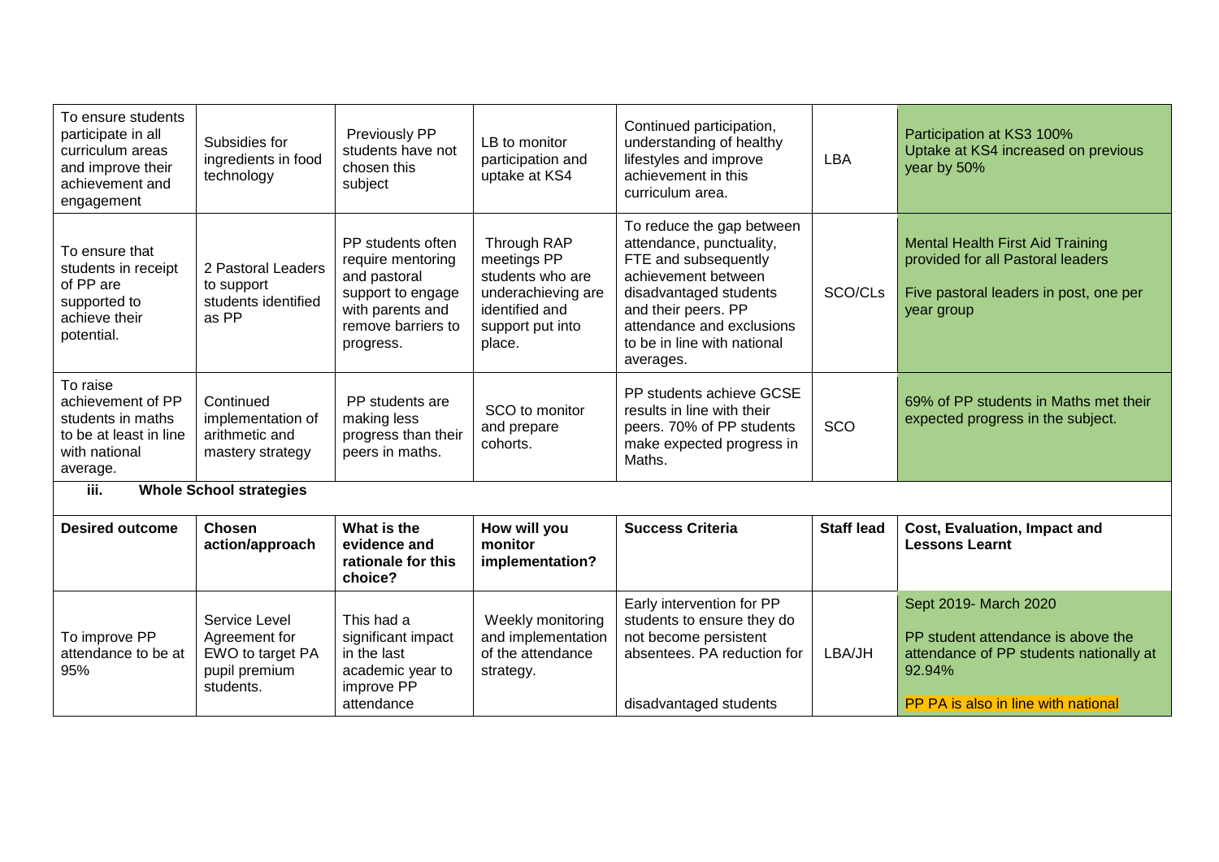| To ensure students participate in all curriculum areas and improve their achievement and engagement | Subsidies for ingredients in food technology | Previously PP students have not chosen this subject | LB to monitor participation and uptake at KS4 | Continued participation, understanding of healthy lifestyles and improve achievement in this curriculum area. | LBA | Participation at KS3 100%<br>Uptake at KS4 increased on previous year by 50% |
|---|---|---|---|---|---|---|
| To ensure that students in receipt of PP are supported to achieve their potential. | 2 Pastoral Leaders to support students identified as PP | PP students often require mentoring and pastoral support to engage with parents and remove barriers to progress. | Through RAP meetings PP students who are underachieving are identified and support put into place. | To reduce the gap between attendance, punctuality, FTE and subsequently achievement between disadvantaged students and their peers. PP attendance and exclusions to be in line with national averages. | SCO/CLs | Mental Health First Aid Training provided for all Pastoral leaders<br><br>Five pastoral leaders in post, one per year group |
| To raise achievement of PP students in maths to be at least in line with national average. | Continued implementation of arithmetic and mastery strategy | PP students are making less progress than their peers in maths. | SCO to monitor and prepare cohorts. | PP students achieve GCSE results in line with their peers. 70% of PP students make expected progress in Maths. | SCO | 69% of PP students in Maths met their expected progress in the subject. |

**iii. Whole School strategies**

| Desired outcome | Chosen action/approach | What is the evidence and rationale for this choice? | How will you monitor implementation? | Success Criteria | Staff lead | Cost, Evaluation, Impact and Lessons Learnt |
|---|---|---|---|---|---|---|
| To improve PP attendance to be at 95% | Service Level Agreement for EWO to target PA pupil premium students. | This had a significant impact in the last academic year to improve PP attendance | Weekly monitoring and implementation of the attendance strategy. | Early intervention for PP students to ensure they do not become persistent absentees. PA reduction for<br><br>disadvantaged students | LBA/JH | Sept 2019- March 2020<br><br>PP student attendance is above the attendance of PP students nationally at 92.94%<br><br>PP PA is also in line with national |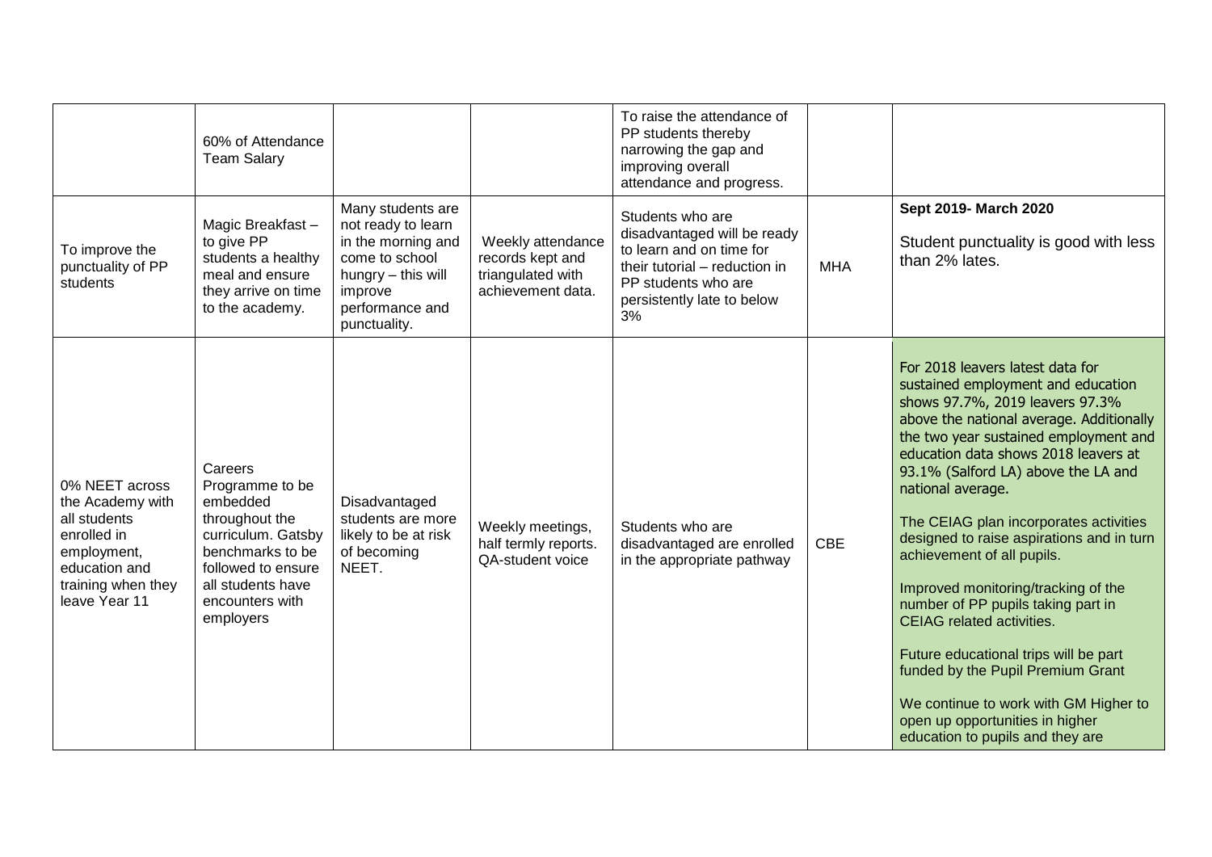| | | | | | | |
|---|---|---|---|---|---|---|
| | 60% of Attendance Team Salary | | | To raise the attendance of PP students thereby narrowing the gap and improving overall attendance and progress. | | |
| To improve the punctuality of PP students | Magic Breakfast – to give PP students a healthy meal and ensure they arrive on time to the academy. | Many students are not ready to learn in the morning and come to school hungry – this will improve performance and punctuality. | Weekly attendance records kept and triangulated with achievement data. | Students who are disadvantaged will be ready to learn and on time for their tutorial – reduction in PP students who are persistently late to below 3% | MHA | **Sept 2019- March 2020**<br><br>Student punctuality is good with less than 2% lates. |
| 0% NEET across the Academy with all students enrolled in employment, education and training when they leave Year 11 | Careers Programme to be embedded throughout the curriculum. Gatsby benchmarks to be followed to ensure all students have encounters with employers | Disadvantaged students are more likely to be at risk of becoming NEET. | Weekly meetings, half termly reports. QA-student voice | Students who are disadvantaged are enrolled in the appropriate pathway | CBE | For 2018 leavers latest data for sustained employment and education shows 97.7%, 2019 leavers 97.3% above the national average. Additionally the two year sustained employment and education data shows 2018 leavers at 93.1% (Salford LA) above the LA and national average.<br><br>The CEIAG plan incorporates activities designed to raise aspirations and in turn achievement of all pupils.<br><br>Improved monitoring/tracking of the number of PP pupils taking part in CEIAG related activities.<br><br>Future educational trips will be part funded by the Pupil Premium Grant<br><br>We continue to work with GM Higher to open up opportunities in higher education to pupils and they are |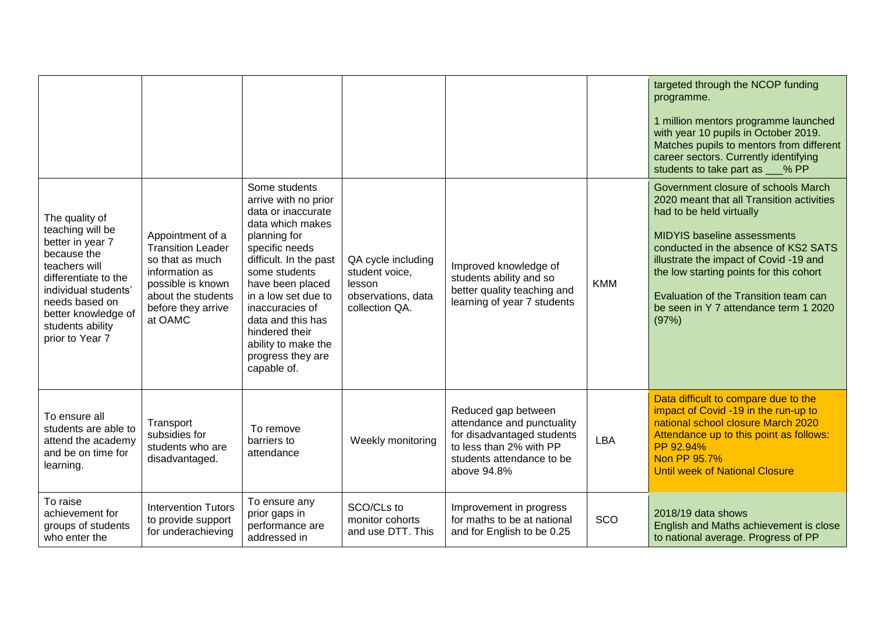| | | | | | | |
|---|---|---|---|---|---|---|
| | | | | | | targeted through the NCOP funding programme.<br><br>1 million mentors programme launched with year 10 pupils in October 2019. Matches pupils to mentors from different career sectors. Currently identifying students to take part as ___% PP |
| The quality of teaching will be better in year 7 because the teachers will differentiate to the individual students' needs based on better knowledge of students ability prior to Year 7 | Appointment of a Transition Leader so that as much information as possible is known about the students before they arrive at OAMC | Some students arrive with no prior data or inaccurate data which makes planning for specific needs difficult. In the past some students have been placed in a low set due to inaccuracies of data and this has hindered their ability to make the progress they are capable of. | QA cycle including student voice, lesson observations, data collection QA. | Improved knowledge of students ability and so better quality teaching and learning of year 7 students | KMM | Government closure of schools March 2020 meant that all Transition activities had to be held virtually<br><br>MIDYIS baseline assessments conducted in the absence of KS2 SATS illustrate the impact of Covid -19 and the low starting points for this cohort<br><br>Evaluation of the Transition team can be seen in Y 7 attendance term 1 2020 (97%) |
| To ensure all students are able to attend the academy and be on time for learning. | Transport subsidies for students who are disadvantaged. | To remove barriers to attendance | Weekly monitoring | Reduced gap between attendance and punctuality for disadvantaged students to less than 2% with PP students attendance to be above 94.8% | LBA | Data difficult to compare due to the impact of Covid -19 in the run-up to national school closure March 2020 Attendance up to this point as follows:<br>PP 92.94%<br>Non PP 95.7%<br>Until week of National Closure |
| To raise achievement for groups of students who enter the | Intervention Tutors to provide support for underachieving | To ensure any prior gaps in performance are addressed in | SCO/CLs to monitor cohorts and use DTT. This | Improvement in progress for maths to be at national and for English to be 0.25 | SCO | 2018/19 data shows<br>English and Maths achievement is close to national average. Progress of PP |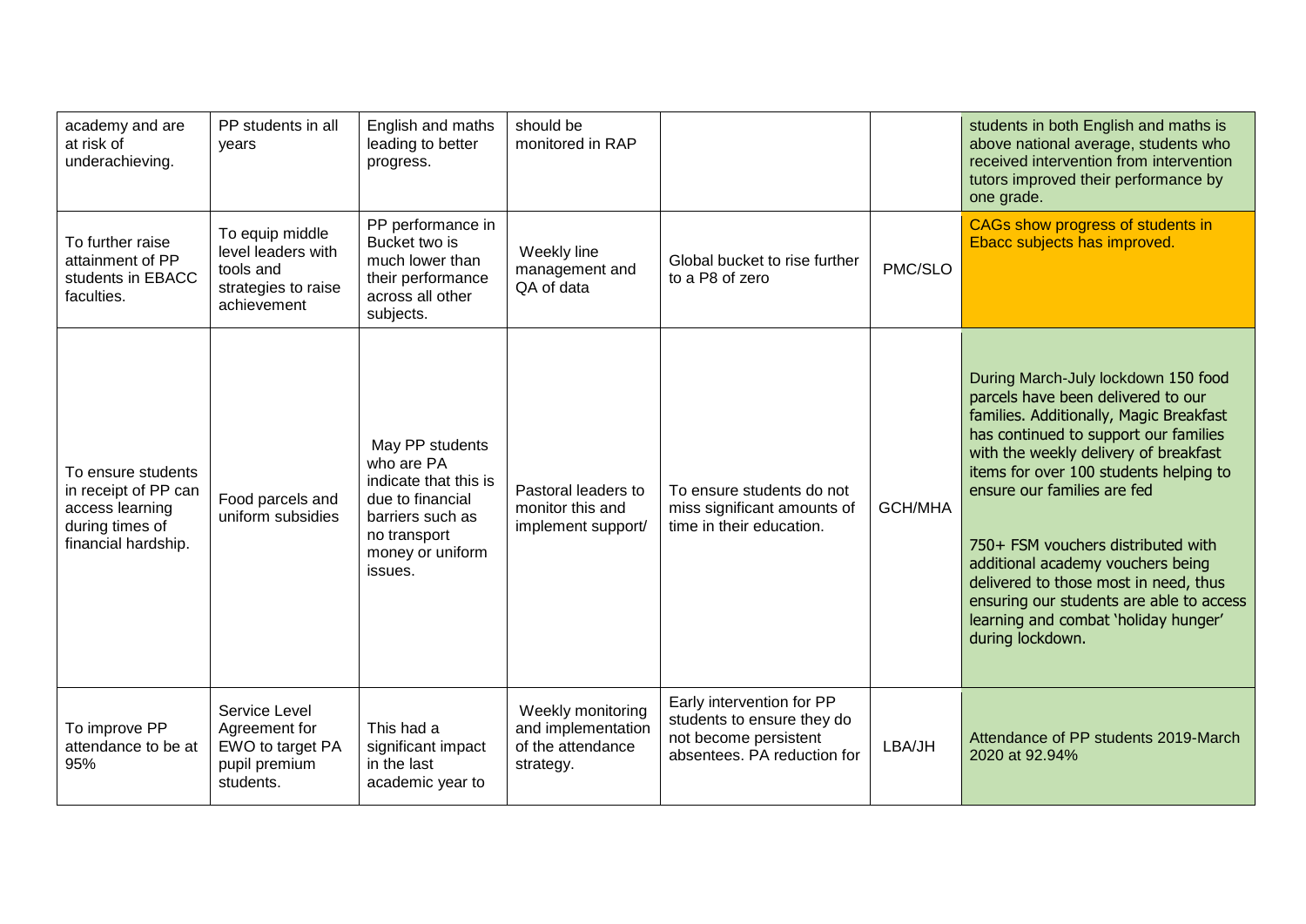| academy and are at risk of underachieving. | PP students in all years | English and maths leading to better progress. | should be monitored in RAP | | | students in both English and maths is above national average, students who received intervention from intervention tutors improved their performance by one grade. |
|---|---|---|---|---|---|---|
| To further raise attainment of PP students in EBACC faculties. | To equip middle level leaders with tools and strategies to raise achievement | PP performance in Bucket two is much lower than their performance across all other subjects. | Weekly line management and QA of data | Global bucket to rise further to a P8 of zero | PMC/SLO | CAGs show progress of students in Ebacc subjects has improved. |
| To ensure students in receipt of PP can access learning during times of financial hardship. | Food parcels and uniform subsidies | May PP students who are PA indicate that this is due to financial barriers such as no transport money or uniform issues. | Pastoral leaders to monitor this and implement support/ | To ensure students do not miss significant amounts of time in their education. | GCH/MHA | During March-July lockdown 150 food parcels have been delivered to our families. Additionally, Magic Breakfast has continued to support our families with the weekly delivery of breakfast items for over 100 students helping to ensure our families are fed<br><br>750+ FSM vouchers distributed with additional academy vouchers being delivered to those most in need, thus ensuring our students are able to access learning and combat 'holiday hunger' during lockdown. |
| To improve PP attendance to be at 95% | Service Level Agreement for EWO to target PA pupil premium students. | This had a significant impact in the last academic year to | Weekly monitoring and implementation of the attendance strategy. | Early intervention for PP students to ensure they do not become persistent absentees. PA reduction for | LBA/JH | Attendance of PP students 2019-March 2020 at 92.94% |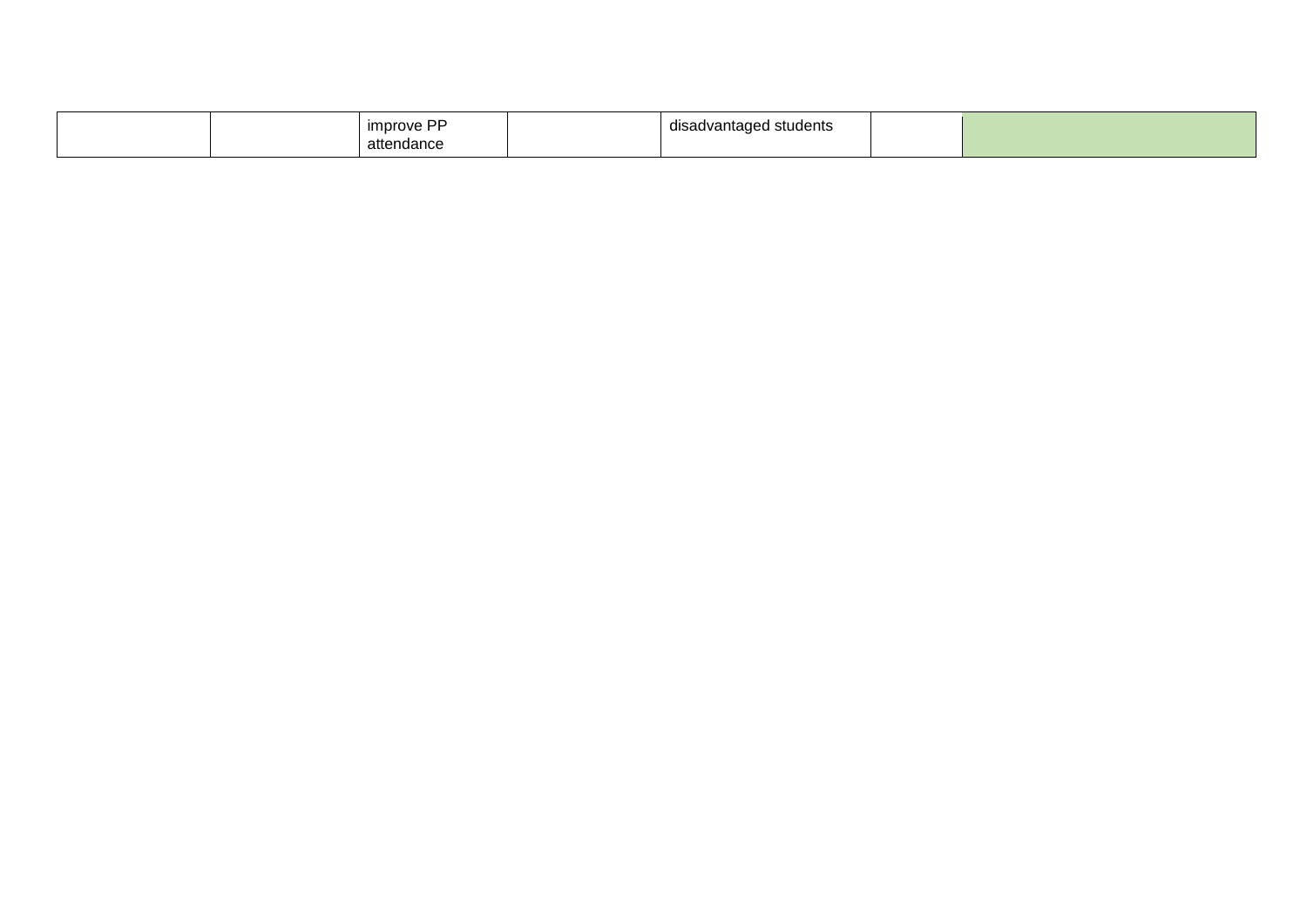| | | | | | | |
|---|---|---|---|---|---|---|
| | | improve PP attendance | | disadvantaged students | | |